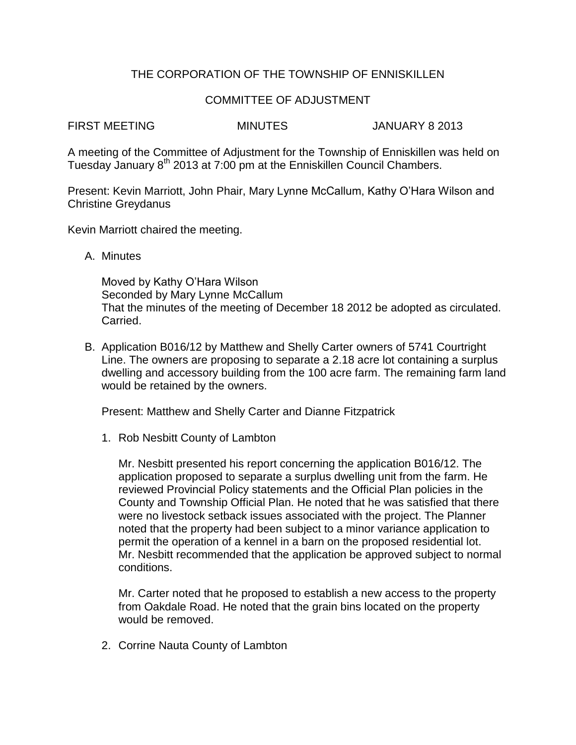# THE CORPORATION OF THE TOWNSHIP OF ENNISKILLEN

## COMMITTEE OF ADJUSTMENT

FIRST MEETING MINUTES JANUARY 8 2013

A meeting of the Committee of Adjustment for the Township of Enniskillen was held on Tuesday January 8th 2013 at 7:00 pm at the Enniskillen Council Chambers.

Present: Kevin Marriott, John Phair, Mary Lynne McCallum, Kathy O'Hara Wilson and Christine Greydanus

Kevin Marriott chaired the meeting.

A. Minutes

   Moved by Kathy O'Hara Wilson
   Seconded by Mary Lynne McCallum
   That the minutes of the meeting of December 18 2012 be adopted as circulated.
   Carried.

B. Application B016/12 by Matthew and Shelly Carter owners of 5741 Courtright Line. The owners are proposing to separate a 2.18 acre lot containing a surplus dwelling and accessory building from the 100 acre farm. The remaining farm land would be retained by the owners.

   Present: Matthew and Shelly Carter and Dianne Fitzpatrick

   1. Rob Nesbitt County of Lambton

      Mr. Nesbitt presented his report concerning the application B016/12. The application proposed to separate a surplus dwelling unit from the farm. He reviewed Provincial Policy statements and the Official Plan policies in the County and Township Official Plan. He noted that he was satisfied that there were no livestock setback issues associated with the project. The Planner noted that the property had been subject to a minor variance application to permit the operation of a kennel in a barn on the proposed residential lot. Mr. Nesbitt recommended that the application be approved subject to normal conditions.

      Mr. Carter noted that he proposed to establish a new access to the property from Oakdale Road. He noted that the grain bins located on the property would be removed.

   2. Corrine Nauta County of Lambton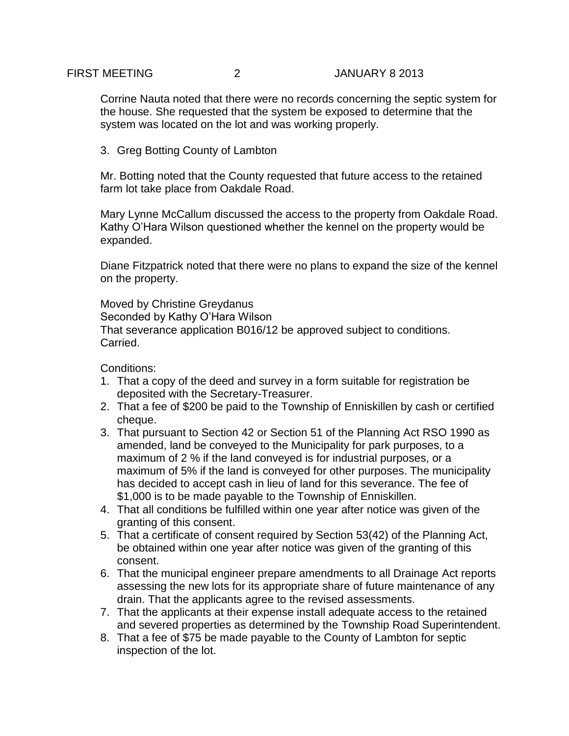Corrine Nauta noted that there were no records concerning the septic system for the house. She requested that the system be exposed to determine that the system was located on the lot and was working properly.

3. Greg Botting County of Lambton

Mr. Botting noted that the County requested that future access to the retained farm lot take place from Oakdale Road.

Mary Lynne McCallum discussed the access to the property from Oakdale Road. Kathy O'Hara Wilson questioned whether the kennel on the property would be expanded.

Diane Fitzpatrick noted that there were no plans to expand the size of the kennel on the property.

Moved by Christine Greydanus
Seconded by Kathy O'Hara Wilson
That severance application B016/12 be approved subject to conditions.
Carried.

Conditions:

1. That a copy of the deed and survey in a form suitable for registration be deposited with the Secretary-Treasurer.
2. That a fee of $200 be paid to the Township of Enniskillen by cash or certified cheque.
3. That pursuant to Section 42 or Section 51 of the Planning Act RSO 1990 as amended, land be conveyed to the Municipality for park purposes, to a maximum of 2 % if the land conveyed is for industrial purposes, or a maximum of 5% if the land is conveyed for other purposes. The municipality has decided to accept cash in lieu of land for this severance. The fee of $1,000 is to be made payable to the Township of Enniskillen.
4. That all conditions be fulfilled within one year after notice was given of the granting of this consent.
5. That a certificate of consent required by Section 53(42) of the Planning Act, be obtained within one year after notice was given of the granting of this consent.
6. That the municipal engineer prepare amendments to all Drainage Act reports assessing the new lots for its appropriate share of future maintenance of any drain. That the applicants agree to the revised assessments.
7. That the applicants at their expense install adequate access to the retained and severed properties as determined by the Township Road Superintendent.
8. That a fee of $75 be made payable to the County of Lambton for septic inspection of the lot.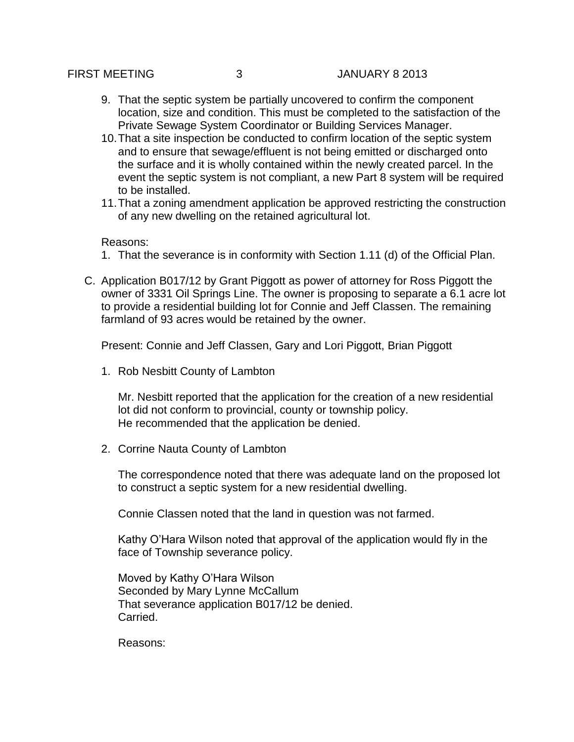9. That the septic system be partially uncovered to confirm the component location, size and condition. This must be completed to the satisfaction of the Private Sewage System Coordinator or Building Services Manager.
10. That a site inspection be conducted to confirm location of the septic system and to ensure that sewage/effluent is not being emitted or discharged onto the surface and it is wholly contained within the newly created parcel. In the event the septic system is not compliant, a new Part 8 system will be required to be installed.
11. That a zoning amendment application be approved restricting the construction of any new dwelling on the retained agricultural lot.

Reasons:

1. That the severance is in conformity with Section 1.11 (d) of the Official Plan.

C. Application B017/12 by Grant Piggott as power of attorney for Ross Piggott the owner of 3331 Oil Springs Line. The owner is proposing to separate a 6.1 acre lot to provide a residential building lot for Connie and Jeff Classen. The remaining farmland of 93 acres would be retained by the owner.

Present: Connie and Jeff Classen, Gary and Lori Piggott, Brian Piggott

1. Rob Nesbitt County of Lambton

   Mr. Nesbitt reported that the application for the creation of a new residential lot did not conform to provincial, county or township policy.
   He recommended that the application be denied.

2. Corrine Nauta County of Lambton

   The correspondence noted that there was adequate land on the proposed lot to construct a septic system for a new residential dwelling.

   Connie Classen noted that the land in question was not farmed.

   Kathy O'Hara Wilson noted that approval of the application would fly in the face of Township severance policy.

   Moved by Kathy O'Hara Wilson
   Seconded by Mary Lynne McCallum
   That severance application B017/12 be denied.
   Carried.

   Reasons: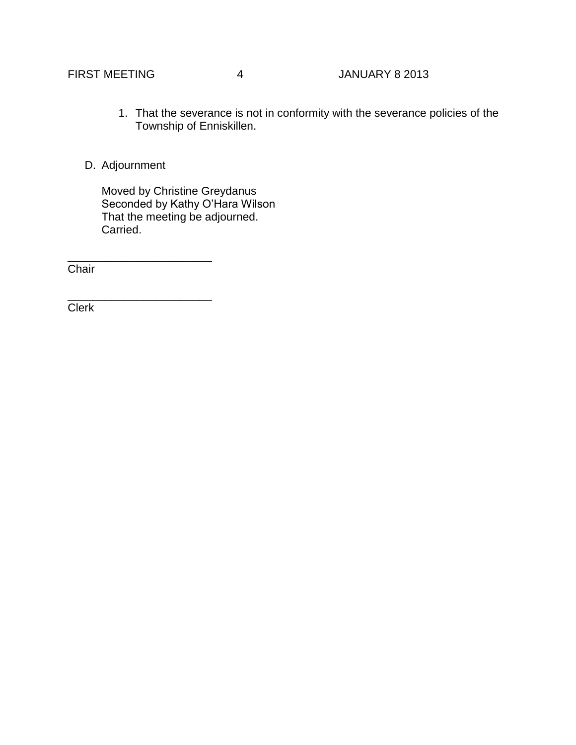1. That the severance is not in conformity with the severance policies of the Township of Enniskillen.

D. Adjournment

Moved by Christine Greydanus
Seconded by Kathy O'Hara Wilson
That the meeting be adjourned.
Carried.

_______________________
Chair

_______________________
Clerk